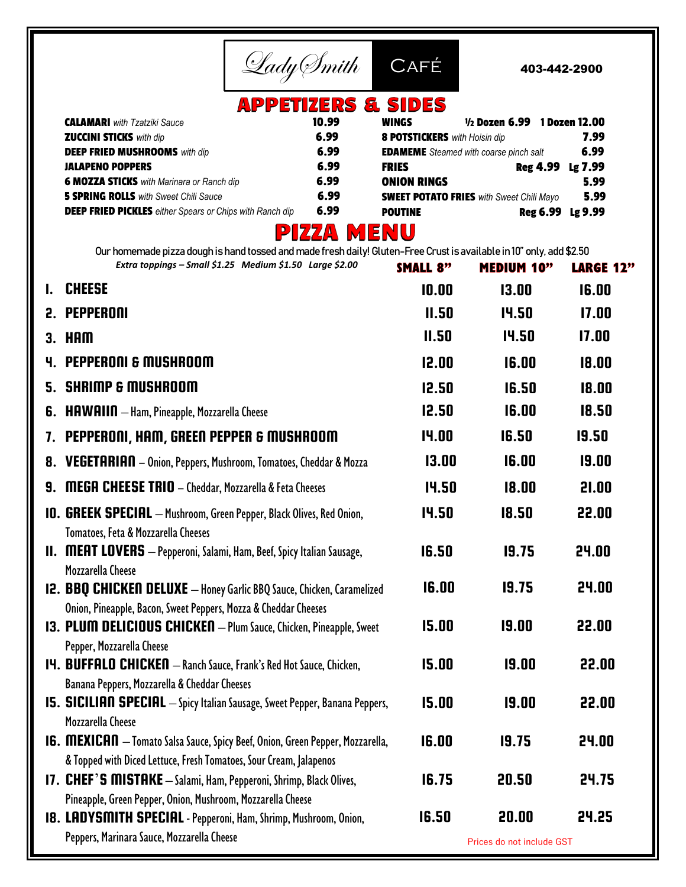# LadySmith CAFÉ

403-442-2900

## APPETIZERS & SIDES

| Item | Price |
|---|---|
| **CALAMARI** *with Tzatziki Sauce* | 10.99 |
| **ZUCCINI STICKS** *with dip* | 6.99 |
| **DEEP FRIED MUSHROOMS** *with dip* | 6.99 |
| **JALAPENO POPPERS** | 6.99 |
| **6 MOZZA STICKS** *with Marinara or Ranch dip* | 6.99 |
| **5 SPRING ROLLS** *with Sweet Chili Sauce* | 6.99 |
| **DEEP FRIED PICKLES** *either Spears or Chips with Ranch dip* | 6.99 |
| **WINGS** | ½ Dozen 6.99 / 1 Dozen 12.00 |
| **8 POTSTICKERS** *with Hoisin dip* | 7.99 |
| **EDAMEME** *Steamed with coarse pinch salt* | 6.99 |
| **FRIES** | Reg 4.99 / Lg 7.99 |
| **ONION RINGS** | 5.99 |
| **SWEET POTATO FRIES** *with Sweet Chili Mayo* | 5.99 |
| **POUTINE** | Reg 6.99 / Lg 9.99 |

## PIZZA MENU

Our homemade pizza dough is hand tossed and made fresh daily! Gluten-Free Crust is available in 10" only, add $2.50

*Extra toppings – Small $1.25 Medium $1.50 Large $2.00*

| Pizza | SMALL 8" | MEDIUM 10" | LARGE 12" |
|---|---|---|---|
| 1. **CHEESE** | 10.00 | 13.00 | 16.00 |
| 2. **PEPPERONI** | 11.50 | 14.50 | 17.00 |
| 3. **HAM** | 11.50 | 14.50 | 17.00 |
| 4. **PEPPERONI & MUSHROOM** | 12.00 | 16.00 | 18.00 |
| 5. **SHRIMP & MUSHROOM** | 12.50 | 16.50 | 18.00 |
| 6. **HAWAIIN** – Ham, Pineapple, Mozzarella Cheese | 12.50 | 16.00 | 18.50 |
| 7. **PEPPERONI, HAM, GREEN PEPPER & MUSHROOM** | 14.00 | 16.50 | 19.50 |
| 8. **VEGETARIAN** – Onion, Peppers, Mushroom, Tomatoes, Cheddar & Mozza | 13.00 | 16.00 | 19.00 |
| 9. **MEGA CHEESE TRIO** – Cheddar, Mozzarella & Feta Cheeses | 14.50 | 18.00 | 21.00 |
| 10. **GREEK SPECIAL** – Mushroom, Green Pepper, Black Olives, Red Onion, Tomatoes, Feta & Mozzarella Cheeses | 14.50 | 18.50 | 22.00 |
| 11. **MEAT LOVERS** – Pepperoni, Salami, Ham, Beef, Spicy Italian Sausage, Mozzarella Cheese | 16.50 | 19.75 | 24.00 |
| 12. **BBQ CHICKEN DELUXE** – Honey Garlic BBQ Sauce, Chicken, Caramelized Onion, Pineapple, Bacon, Sweet Peppers, Mozza & Cheddar Cheeses | 16.00 | 19.75 | 24.00 |
| 13. **PLUM DELICIOUS CHICKEN** – Plum Sauce, Chicken, Pineapple, Sweet Pepper, Mozzarella Cheese | 15.00 | 19.00 | 22.00 |
| 14. **BUFFALO CHICKEN** – Ranch Sauce, Frank's Red Hot Sauce, Chicken, Banana Peppers, Mozzarella & Cheddar Cheeses | 15.00 | 19.00 | 22.00 |
| 15. **SICILIAN SPECIAL** – Spicy Italian Sausage, Sweet Pepper, Banana Peppers, Mozzarella Cheese | 15.00 | 19.00 | 22.00 |
| 16. **MEXICAN** – Tomato Salsa Sauce, Spicy Beef, Onion, Green Pepper, Mozzarella, & Topped with Diced Lettuce, Fresh Tomatoes, Sour Cream, Jalapenos | 16.00 | 19.75 | 24.00 |
| 17. **CHEF'S MISTAKE** – Salami, Ham, Pepperoni, Shrimp, Black Olives, Pineapple, Green Pepper, Onion, Mushroom, Mozzarella Cheese | 16.75 | 20.50 | 24.75 |
| 18. **LADYSMITH SPECIAL** - Pepperoni, Ham, Shrimp, Mushroom, Onion, Peppers, Marinara Sauce, Mozzarella Cheese | 16.50 | 20.00 | 24.25 |

Prices do not include GST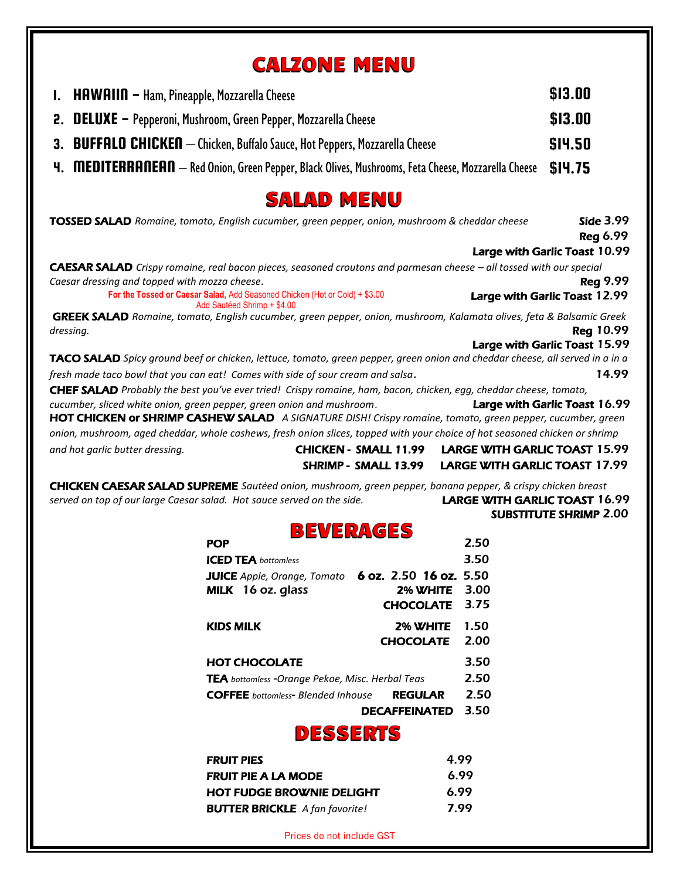# CALZONE MENU

1. **HAWAIIN** – Ham, Pineapple, Mozzarella Cheese **$13.00**
2. **DELUXE** – Pepperoni, Mushroom, Green Pepper, Mozzarella Cheese **$13.00**
3. **BUFFALO CHICKEN** – Chicken, Buffalo Sauce, Hot Peppers, Mozzarella Cheese **$14.50**
4. **MEDITERRANEAN** – Red Onion, Green Pepper, Black Olives, Mushrooms, Feta Cheese, Mozzarella Cheese **$14.75**

# SALAD MENU

**TOSSED SALAD** *Romaine, tomato, English cucumber, green pepper, onion, mushroom & cheddar cheese*
**Side** 3.99
**Reg** 6.99
**Large with Garlic Toast** 10.99

**CAESAR SALAD** *Crispy romaine, real bacon pieces, seasoned croutons and parmesan cheese – all tossed with our special Caesar dressing and topped with mozza cheese.*
**Reg** 9.99
**Large with Garlic Toast** 12.99

**For the Tossed or Caesar Salad,** Add Seasoned Chicken (Hot or Cold) + $3.00
Add Sautéed Shrimp + $4.00

**GREEK SALAD** *Romaine, tomato, English cucumber, green pepper, onion, mushroom, Kalamata olives, feta & Balsamic Greek dressing.*
**Reg** 10.99
**Large with Garlic Toast** 15.99

**TACO SALAD** *Spicy ground beef or chicken, lettuce, tomato, green pepper, green onion and cheddar cheese, all served in a in a fresh made taco bowl that you can eat! Comes with side of sour cream and salsa.* 14.99

**CHEF SALAD** *Probably the best you've ever tried! Crispy romaine, ham, bacon, chicken, egg, cheddar cheese, tomato, cucumber, sliced white onion, green pepper, green onion and mushroom.*
**Large with Garlic Toast** 16.99

**HOT CHICKEN or SHRIMP CASHEW SALAD** *A SIGNATURE DISH! Crispy romaine, tomato, green pepper, cucumber, green onion, mushroom, aged cheddar, whole cashews, fresh onion slices, topped with your choice of hot seasoned chicken or shrimp and hot garlic butter dressing.*
**CHICKEN - SMALL 11.99** **LARGE WITH GARLIC TOAST 15.99**
**SHRIMP - SMALL 13.99** **LARGE WITH GARLIC TOAST 17.99**

**CHICKEN CAESAR SALAD SUPREME** *Sautéed onion, mushroom, green pepper, banana pepper, & crispy chicken breast served on top of our large Caesar salad. Hot sauce served on the side.*
**LARGE WITH GARLIC TOAST** 16.99
**SUBSTITUTE SHRIMP** 2.00

# BEVERAGES

| | | |
|---|---|---|
| **POP** | | 2.50 |
| **ICED TEA** *bottomless* | | 3.50 |
| **JUICE** *Apple, Orange, Tomato* | **6 oz.** 2.50 **16 oz.** | 5.50 |
| **MILK** 16 oz. glass | **2% WHITE** | 3.00 |
| | **CHOCOLATE** | 3.75 |
| **KIDS MILK** | **2% WHITE** | 1.50 |
| | **CHOCOLATE** | 2.00 |
| **HOT CHOCOLATE** | | 3.50 |
| **TEA** *bottomless -Orange Pekoe, Misc. Herbal Teas* | | 2.50 |
| **COFFEE** *bottomless- Blended Inhouse* | **REGULAR** | 2.50 |
| | **DECAFFEINATED** | 3.50 |

# DESSERTS

| | |
|---|---|
| **FRUIT PIES** | 4.99 |
| **FRUIT PIE A LA MODE** | 6.99 |
| **HOT FUDGE BROWNIE DELIGHT** | 6.99 |
| **BUTTER BRICKLE** *A fan favorite!* | 7.99 |

Prices do not include GST